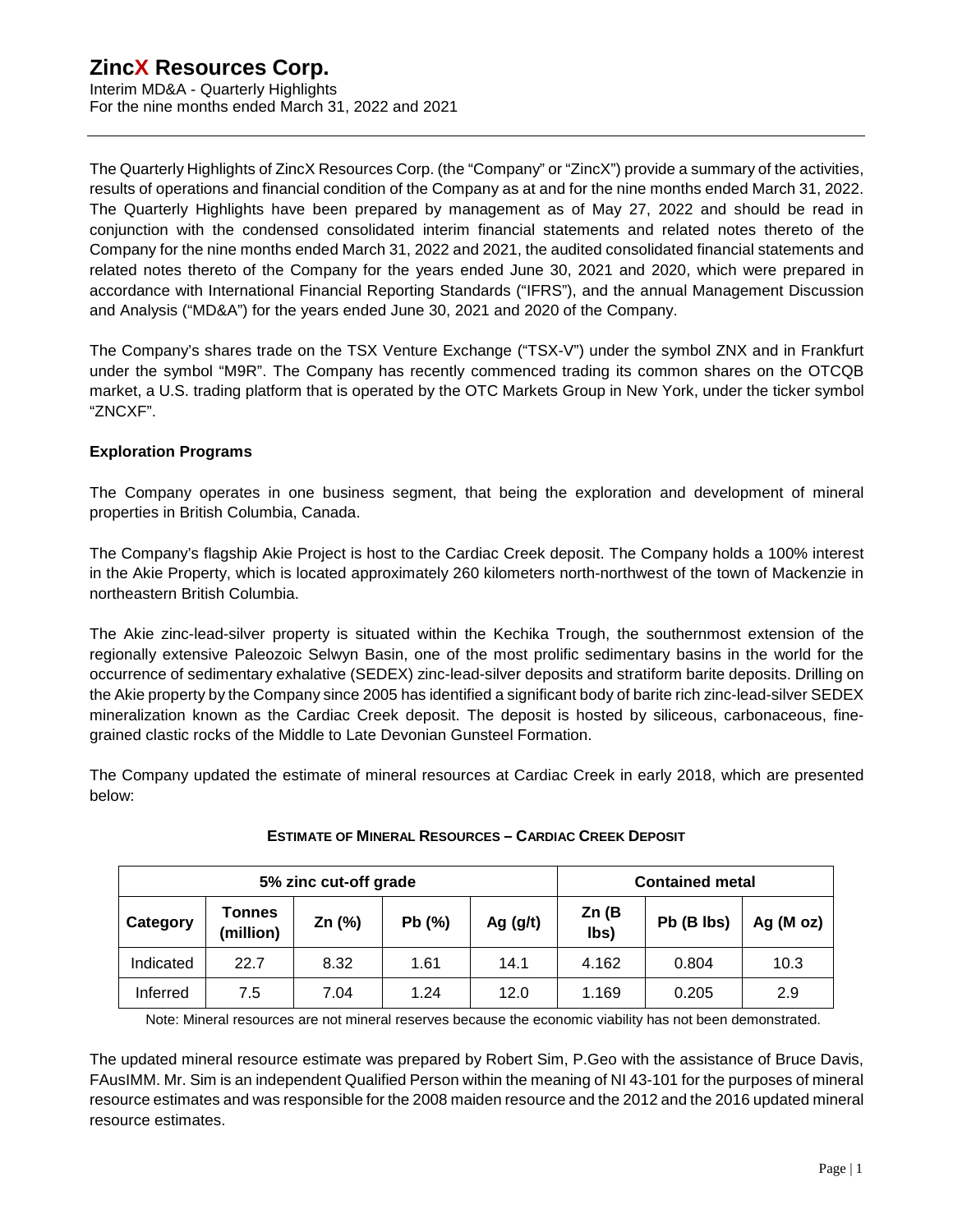# ZincX Resources Corp.

Interim MD&A - Quarterly Highlights
For the nine months ended March 31, 2022 and 2021

The Quarterly Highlights of ZincX Resources Corp. (the "Company" or "ZincX") provide a summary of the activities, results of operations and financial condition of the Company as at and for the nine months ended March 31, 2022. The Quarterly Highlights have been prepared by management as of May 27, 2022 and should be read in conjunction with the condensed consolidated interim financial statements and related notes thereto of the Company for the nine months ended March 31, 2022 and 2021, the audited consolidated financial statements and related notes thereto of the Company for the years ended June 30, 2021 and 2020, which were prepared in accordance with International Financial Reporting Standards ("IFRS"), and the annual Management Discussion and Analysis ("MD&A") for the years ended June 30, 2021 and 2020 of the Company.

The Company's shares trade on the TSX Venture Exchange ("TSX-V") under the symbol ZNX and in Frankfurt under the symbol "M9R". The Company has recently commenced trading its common shares on the OTCQB market, a U.S. trading platform that is operated by the OTC Markets Group in New York, under the ticker symbol "ZNCXF".

**Exploration Programs**

The Company operates in one business segment, that being the exploration and development of mineral properties in British Columbia, Canada.

The Company's flagship Akie Project is host to the Cardiac Creek deposit. The Company holds a 100% interest in the Akie Property, which is located approximately 260 kilometers north-northwest of the town of Mackenzie in northeastern British Columbia.

The Akie zinc-lead-silver property is situated within the Kechika Trough, the southernmost extension of the regionally extensive Paleozoic Selwyn Basin, one of the most prolific sedimentary basins in the world for the occurrence of sedimentary exhalative (SEDEX) zinc-lead-silver deposits and stratiform barite deposits. Drilling on the Akie property by the Company since 2005 has identified a significant body of barite rich zinc-lead-silver SEDEX mineralization known as the Cardiac Creek deposit. The deposit is hosted by siliceous, carbonaceous, fine-grained clastic rocks of the Middle to Late Devonian Gunsteel Formation.

The Company updated the estimate of mineral resources at Cardiac Creek in early 2018, which are presented below:

**ESTIMATE OF MINERAL RESOURCES – CARDIAC CREEK DEPOSIT**

| 5% zinc cut-off grade | | | | | Contained metal | | |
|---|---|---|---|---|---|---|---|
| **Category** | **Tonnes (million)** | **Zn (%)** | **Pb (%)** | **Ag (g/t)** | **Zn (B lbs)** | **Pb (B lbs)** | **Ag (M oz)** |
| Indicated | 22.7 | 8.32 | 1.61 | 14.1 | 4.162 | 0.804 | 10.3 |
| Inferred | 7.5 | 7.04 | 1.24 | 12.0 | 1.169 | 0.205 | 2.9 |

Note: Mineral resources are not mineral reserves because the economic viability has not been demonstrated.

The updated mineral resource estimate was prepared by Robert Sim, P.Geo with the assistance of Bruce Davis, FAusIMM. Mr. Sim is an independent Qualified Person within the meaning of NI 43-101 for the purposes of mineral resource estimates and was responsible for the 2008 maiden resource and the 2012 and the 2016 updated mineral resource estimates.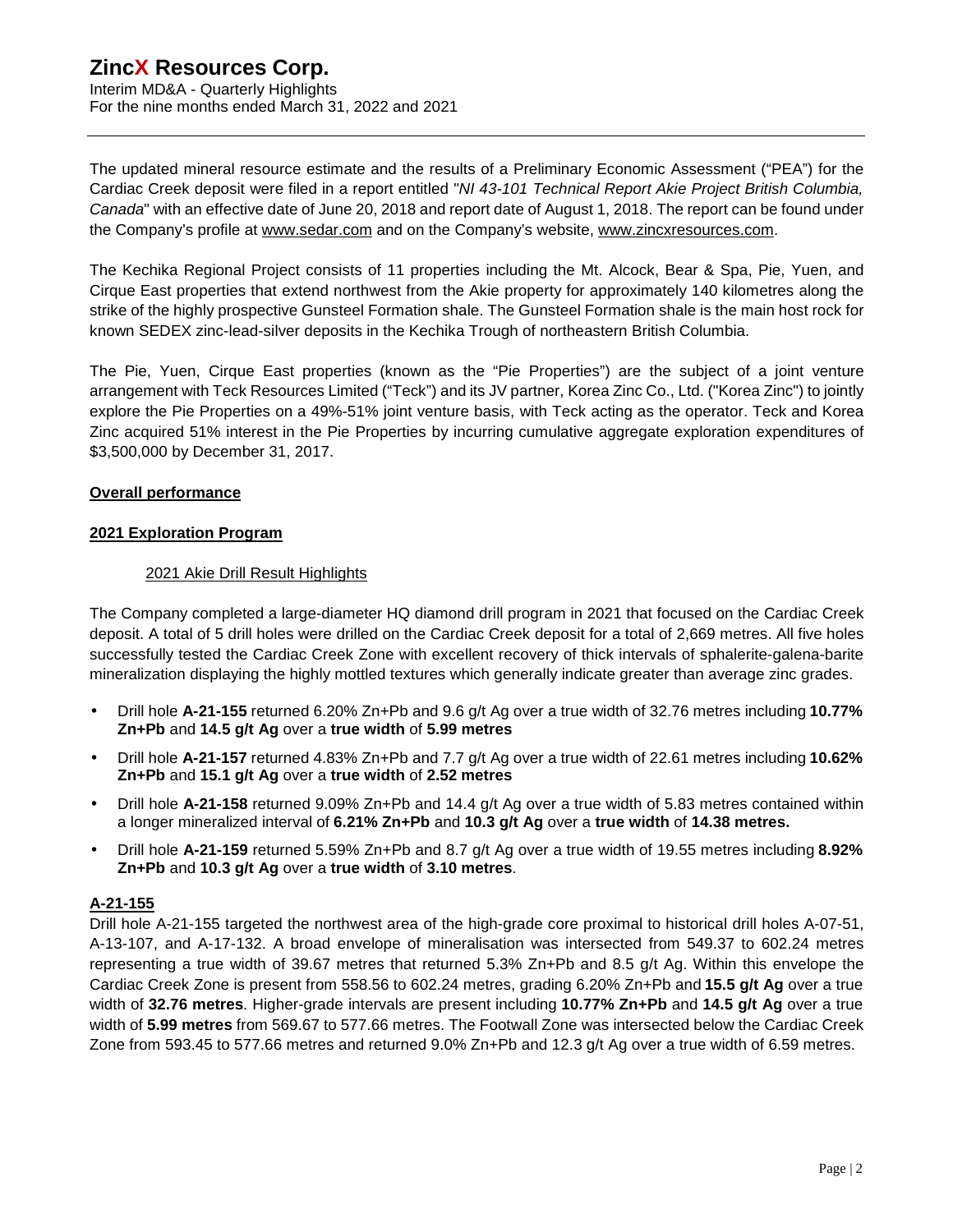The updated mineral resource estimate and the results of a Preliminary Economic Assessment ("PEA") for the Cardiac Creek deposit were filed in a report entitled "*NI 43-101 Technical Report Akie Project British Columbia, Canada*" with an effective date of June 20, 2018 and report date of August 1, 2018. The report can be found under the Company's profile at www.sedar.com and on the Company's website, www.zincxresources.com.

The Kechika Regional Project consists of 11 properties including the Mt. Alcock, Bear & Spa, Pie, Yuen, and Cirque East properties that extend northwest from the Akie property for approximately 140 kilometres along the strike of the highly prospective Gunsteel Formation shale. The Gunsteel Formation shale is the main host rock for known SEDEX zinc-lead-silver deposits in the Kechika Trough of northeastern British Columbia.

The Pie, Yuen, Cirque East properties (known as the "Pie Properties") are the subject of a joint venture arrangement with Teck Resources Limited ("Teck") and its JV partner, Korea Zinc Co., Ltd. ("Korea Zinc") to jointly explore the Pie Properties on a 49%-51% joint venture basis, with Teck acting as the operator. Teck and Korea Zinc acquired 51% interest in the Pie Properties by incurring cumulative aggregate exploration expenditures of $3,500,000 by December 31, 2017.

## Overall performance

### 2021 Exploration Program

#### 2021 Akie Drill Result Highlights

The Company completed a large-diameter HQ diamond drill program in 2021 that focused on the Cardiac Creek deposit. A total of 5 drill holes were drilled on the Cardiac Creek deposit for a total of 2,669 metres. All five holes successfully tested the Cardiac Creek Zone with excellent recovery of thick intervals of sphalerite-galena-barite mineralization displaying the highly mottled textures which generally indicate greater than average zinc grades.

- Drill hole **A-21-155** returned 6.20% Zn+Pb and 9.6 g/t Ag over a true width of 32.76 metres including **10.77% Zn+Pb** and **14.5 g/t Ag** over a **true width** of **5.99 metres**
- Drill hole **A-21-157** returned 4.83% Zn+Pb and 7.7 g/t Ag over a true width of 22.61 metres including **10.62% Zn+Pb** and **15.1 g/t Ag** over a **true width** of **2.52 metres**
- Drill hole **A-21-158** returned 9.09% Zn+Pb and 14.4 g/t Ag over a true width of 5.83 metres contained within a longer mineralized interval of **6.21% Zn+Pb** and **10.3 g/t Ag** over a **true width** of **14.38 metres.**
- Drill hole **A-21-159** returned 5.59% Zn+Pb and 8.7 g/t Ag over a true width of 19.55 metres including **8.92% Zn+Pb** and **10.3 g/t Ag** over a **true width** of **3.10 metres**.

#### A-21-155

Drill hole A-21-155 targeted the northwest area of the high-grade core proximal to historical drill holes A-07-51, A-13-107, and A-17-132. A broad envelope of mineralisation was intersected from 549.37 to 602.24 metres representing a true width of 39.67 metres that returned 5.3% Zn+Pb and 8.5 g/t Ag. Within this envelope the Cardiac Creek Zone is present from 558.56 to 602.24 metres, grading 6.20% Zn+Pb and **15.5 g/t Ag** over a true width of **32.76 metres**. Higher-grade intervals are present including **10.77% Zn+Pb** and **14.5 g/t Ag** over a true width of **5.99 metres** from 569.67 to 577.66 metres. The Footwall Zone was intersected below the Cardiac Creek Zone from 593.45 to 577.66 metres and returned 9.0% Zn+Pb and 12.3 g/t Ag over a true width of 6.59 metres.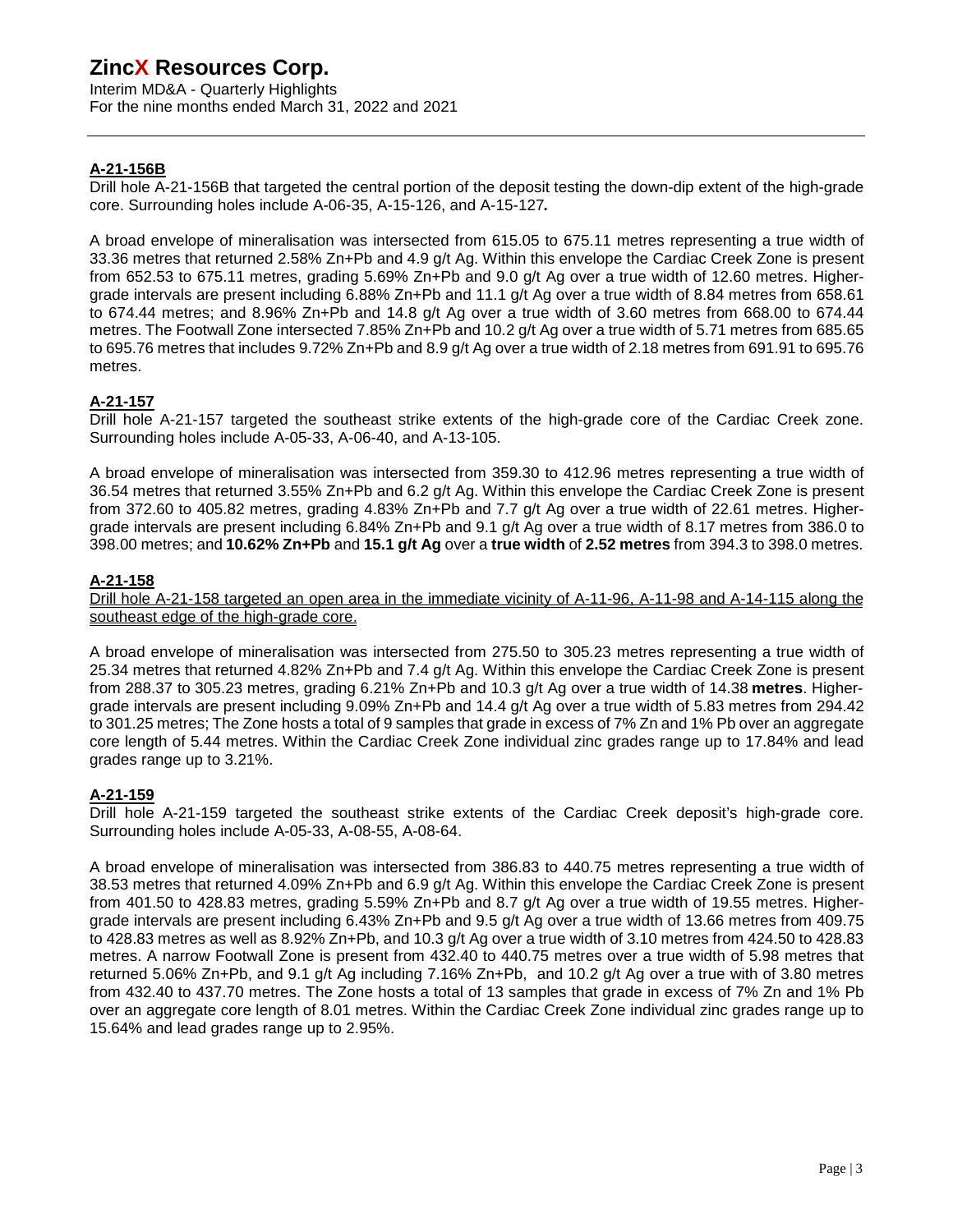**A-21-156B**

Drill hole A-21-156B that targeted the central portion of the deposit testing the down-dip extent of the high-grade core. Surrounding holes include A-06-35, A-15-126, and A-15-127**.**

A broad envelope of mineralisation was intersected from 615.05 to 675.11 metres representing a true width of 33.36 metres that returned 2.58% Zn+Pb and 4.9 g/t Ag. Within this envelope the Cardiac Creek Zone is present from 652.53 to 675.11 metres, grading 5.69% Zn+Pb and 9.0 g/t Ag over a true width of 12.60 metres. Higher-grade intervals are present including 6.88% Zn+Pb and 11.1 g/t Ag over a true width of 8.84 metres from 658.61 to 674.44 metres; and 8.96% Zn+Pb and 14.8 g/t Ag over a true width of 3.60 metres from 668.00 to 674.44 metres. The Footwall Zone intersected 7.85% Zn+Pb and 10.2 g/t Ag over a true width of 5.71 metres from 685.65 to 695.76 metres that includes 9.72% Zn+Pb and 8.9 g/t Ag over a true width of 2.18 metres from 691.91 to 695.76 metres.

**A-21-157**

Drill hole A-21-157 targeted the southeast strike extents of the high-grade core of the Cardiac Creek zone. Surrounding holes include A-05-33, A-06-40, and A-13-105.

A broad envelope of mineralisation was intersected from 359.30 to 412.96 metres representing a true width of 36.54 metres that returned 3.55% Zn+Pb and 6.2 g/t Ag. Within this envelope the Cardiac Creek Zone is present from 372.60 to 405.82 metres, grading 4.83% Zn+Pb and 7.7 g/t Ag over a true width of 22.61 metres. Higher-grade intervals are present including 6.84% Zn+Pb and 9.1 g/t Ag over a true width of 8.17 metres from 386.0 to 398.00 metres; and **10.62% Zn+Pb** and **15.1 g/t Ag** over a **true width** of **2.52 metres** from 394.3 to 398.0 metres.

**A-21-158**

Drill hole A-21-158 targeted an open area in the immediate vicinity of A-11-96, A-11-98 and A-14-115 along the southeast edge of the high-grade core.

A broad envelope of mineralisation was intersected from 275.50 to 305.23 metres representing a true width of 25.34 metres that returned 4.82% Zn+Pb and 7.4 g/t Ag. Within this envelope the Cardiac Creek Zone is present from 288.37 to 305.23 metres, grading 6.21% Zn+Pb and 10.3 g/t Ag over a true width of 14.38 **metres**. Higher-grade intervals are present including 9.09% Zn+Pb and 14.4 g/t Ag over a true width of 5.83 metres from 294.42 to 301.25 metres; The Zone hosts a total of 9 samples that grade in excess of 7% Zn and 1% Pb over an aggregate core length of 5.44 metres. Within the Cardiac Creek Zone individual zinc grades range up to 17.84% and lead grades range up to 3.21%.

**A-21-159**

Drill hole A-21-159 targeted the southeast strike extents of the Cardiac Creek deposit's high-grade core. Surrounding holes include A-05-33, A-08-55, A-08-64.

A broad envelope of mineralisation was intersected from 386.83 to 440.75 metres representing a true width of 38.53 metres that returned 4.09% Zn+Pb and 6.9 g/t Ag. Within this envelope the Cardiac Creek Zone is present from 401.50 to 428.83 metres, grading 5.59% Zn+Pb and 8.7 g/t Ag over a true width of 19.55 metres. Higher-grade intervals are present including 6.43% Zn+Pb and 9.5 g/t Ag over a true width of 13.66 metres from 409.75 to 428.83 metres as well as 8.92% Zn+Pb, and 10.3 g/t Ag over a true width of 3.10 metres from 424.50 to 428.83 metres. A narrow Footwall Zone is present from 432.40 to 440.75 metres over a true width of 5.98 metres that returned 5.06% Zn+Pb, and 9.1 g/t Ag including 7.16% Zn+Pb, and 10.2 g/t Ag over a true with of 3.80 metres from 432.40 to 437.70 metres. The Zone hosts a total of 13 samples that grade in excess of 7% Zn and 1% Pb over an aggregate core length of 8.01 metres. Within the Cardiac Creek Zone individual zinc grades range up to 15.64% and lead grades range up to 2.95%.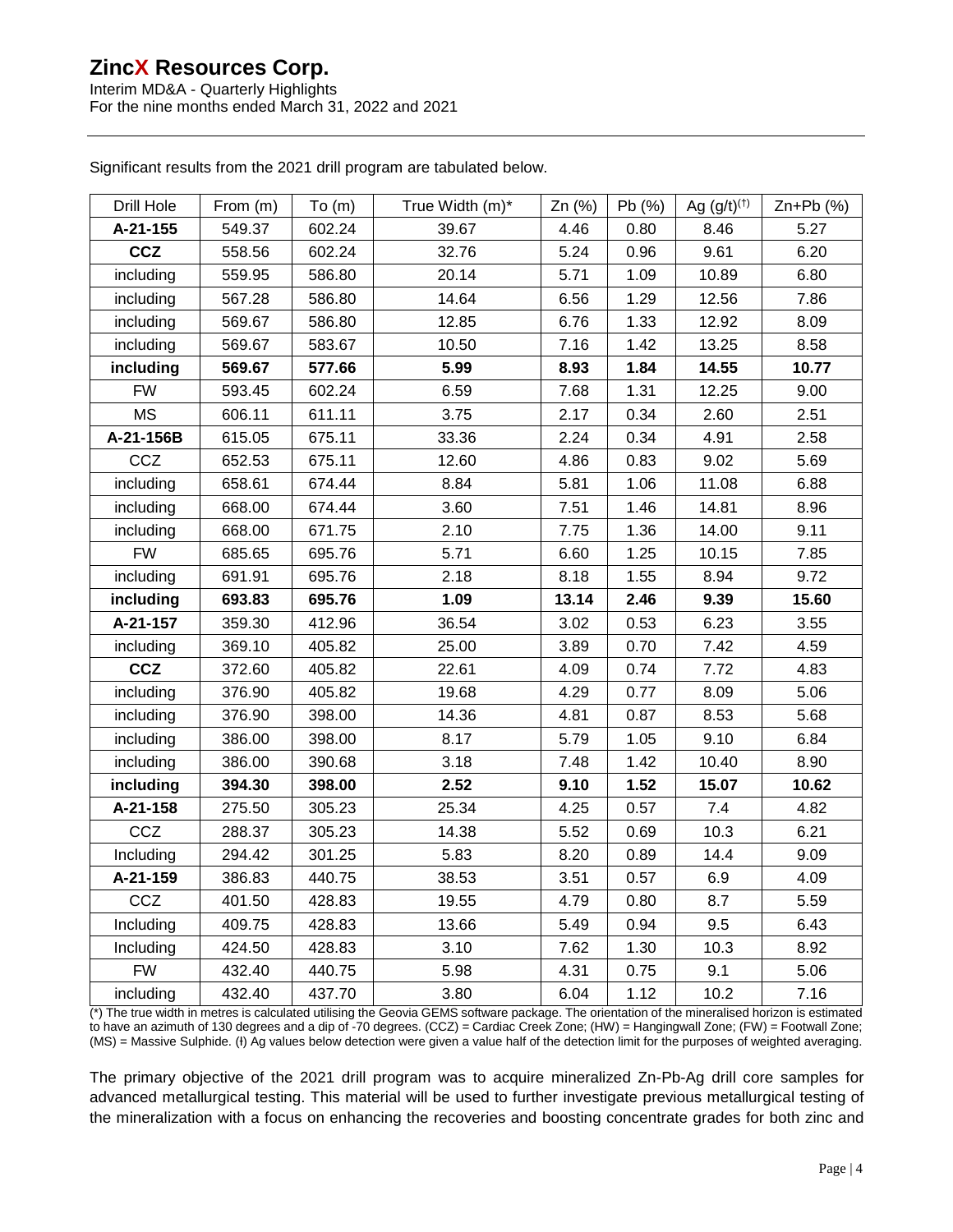Significant results from the 2021 drill program are tabulated below.

| Drill Hole | From (m) | To (m) | True Width (m)* | Zn (%) | Pb (%) | Ag (g/t)(ŧ) | Zn+Pb (%) |
|---|---|---|---|---|---|---|---|
| **A-21-155** | 549.37 | 602.24 | 39.67 | 4.46 | 0.80 | 8.46 | 5.27 |
| **CCZ** | 558.56 | 602.24 | 32.76 | 5.24 | 0.96 | 9.61 | 6.20 |
| including | 559.95 | 586.80 | 20.14 | 5.71 | 1.09 | 10.89 | 6.80 |
| including | 567.28 | 586.80 | 14.64 | 6.56 | 1.29 | 12.56 | 7.86 |
| including | 569.67 | 586.80 | 12.85 | 6.76 | 1.33 | 12.92 | 8.09 |
| including | 569.67 | 583.67 | 10.50 | 7.16 | 1.42 | 13.25 | 8.58 |
| **including** | **569.67** | **577.66** | **5.99** | **8.93** | **1.84** | **14.55** | **10.77** |
| FW | 593.45 | 602.24 | 6.59 | 7.68 | 1.31 | 12.25 | 9.00 |
| MS | 606.11 | 611.11 | 3.75 | 2.17 | 0.34 | 2.60 | 2.51 |
| **A-21-156B** | 615.05 | 675.11 | 33.36 | 2.24 | 0.34 | 4.91 | 2.58 |
| CCZ | 652.53 | 675.11 | 12.60 | 4.86 | 0.83 | 9.02 | 5.69 |
| including | 658.61 | 674.44 | 8.84 | 5.81 | 1.06 | 11.08 | 6.88 |
| including | 668.00 | 674.44 | 3.60 | 7.51 | 1.46 | 14.81 | 8.96 |
| including | 668.00 | 671.75 | 2.10 | 7.75 | 1.36 | 14.00 | 9.11 |
| FW | 685.65 | 695.76 | 5.71 | 6.60 | 1.25 | 10.15 | 7.85 |
| including | 691.91 | 695.76 | 2.18 | 8.18 | 1.55 | 8.94 | 9.72 |
| **including** | **693.83** | **695.76** | **1.09** | **13.14** | **2.46** | **9.39** | **15.60** |
| **A-21-157** | 359.30 | 412.96 | 36.54 | 3.02 | 0.53 | 6.23 | 3.55 |
| including | 369.10 | 405.82 | 25.00 | 3.89 | 0.70 | 7.42 | 4.59 |
| **CCZ** | 372.60 | 405.82 | 22.61 | 4.09 | 0.74 | 7.72 | 4.83 |
| including | 376.90 | 405.82 | 19.68 | 4.29 | 0.77 | 8.09 | 5.06 |
| including | 376.90 | 398.00 | 14.36 | 4.81 | 0.87 | 8.53 | 5.68 |
| including | 386.00 | 398.00 | 8.17 | 5.79 | 1.05 | 9.10 | 6.84 |
| including | 386.00 | 390.68 | 3.18 | 7.48 | 1.42 | 10.40 | 8.90 |
| **including** | **394.30** | **398.00** | **2.52** | **9.10** | **1.52** | **15.07** | **10.62** |
| **A-21-158** | 275.50 | 305.23 | 25.34 | 4.25 | 0.57 | 7.4 | 4.82 |
| CCZ | 288.37 | 305.23 | 14.38 | 5.52 | 0.69 | 10.3 | 6.21 |
| Including | 294.42 | 301.25 | 5.83 | 8.20 | 0.89 | 14.4 | 9.09 |
| **A-21-159** | 386.83 | 440.75 | 38.53 | 3.51 | 0.57 | 6.9 | 4.09 |
| CCZ | 401.50 | 428.83 | 19.55 | 4.79 | 0.80 | 8.7 | 5.59 |
| Including | 409.75 | 428.83 | 13.66 | 5.49 | 0.94 | 9.5 | 6.43 |
| Including | 424.50 | 428.83 | 3.10 | 7.62 | 1.30 | 10.3 | 8.92 |
| FW | 432.40 | 440.75 | 5.98 | 4.31 | 0.75 | 9.1 | 5.06 |
| including | 432.40 | 437.70 | 3.80 | 6.04 | 1.12 | 10.2 | 7.16 |

(*) The true width in metres is calculated utilising the Geovia GEMS software package. The orientation of the mineralised horizon is estimated to have an azimuth of 130 degrees and a dip of -70 degrees. (CCZ) = Cardiac Creek Zone; (HW) = Hangingwall Zone; (FW) = Footwall Zone; (MS) = Massive Sulphide. (ŧ) Ag values below detection were given a value half of the detection limit for the purposes of weighted averaging.

The primary objective of the 2021 drill program was to acquire mineralized Zn-Pb-Ag drill core samples for advanced metallurgical testing. This material will be used to further investigate previous metallurgical testing of the mineralization with a focus on enhancing the recoveries and boosting concentrate grades for both zinc and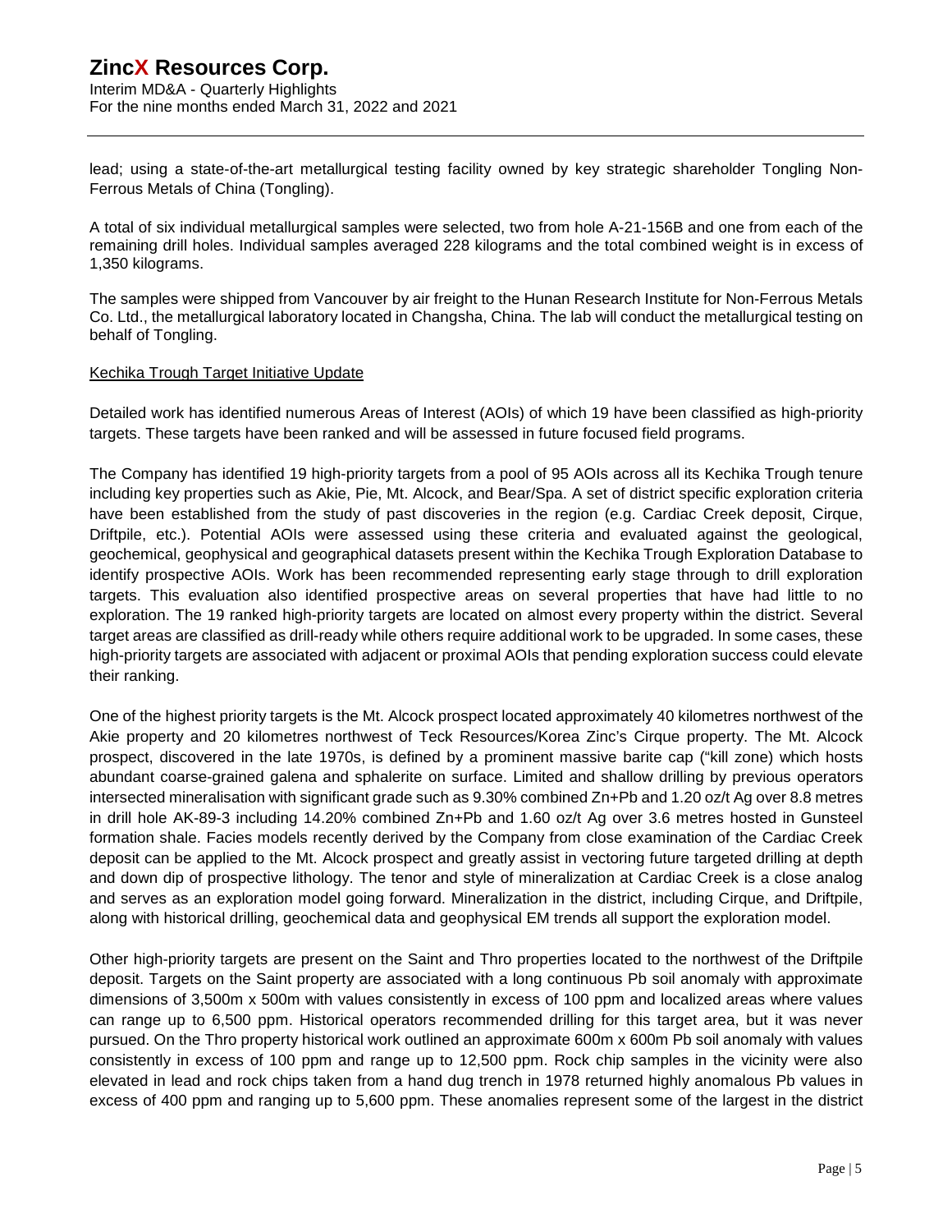lead; using a state-of-the-art metallurgical testing facility owned by key strategic shareholder Tongling Non-Ferrous Metals of China (Tongling).

A total of six individual metallurgical samples were selected, two from hole A-21-156B and one from each of the remaining drill holes. Individual samples averaged 228 kilograms and the total combined weight is in excess of 1,350 kilograms.

The samples were shipped from Vancouver by air freight to the Hunan Research Institute for Non-Ferrous Metals Co. Ltd., the metallurgical laboratory located in Changsha, China. The lab will conduct the metallurgical testing on behalf of Tongling.

Kechika Trough Target Initiative Update

Detailed work has identified numerous Areas of Interest (AOIs) of which 19 have been classified as high-priority targets. These targets have been ranked and will be assessed in future focused field programs.

The Company has identified 19 high-priority targets from a pool of 95 AOIs across all its Kechika Trough tenure including key properties such as Akie, Pie, Mt. Alcock, and Bear/Spa. A set of district specific exploration criteria have been established from the study of past discoveries in the region (e.g. Cardiac Creek deposit, Cirque, Driftpile, etc.). Potential AOIs were assessed using these criteria and evaluated against the geological, geochemical, geophysical and geographical datasets present within the Kechika Trough Exploration Database to identify prospective AOIs. Work has been recommended representing early stage through to drill exploration targets. This evaluation also identified prospective areas on several properties that have had little to no exploration. The 19 ranked high-priority targets are located on almost every property within the district. Several target areas are classified as drill-ready while others require additional work to be upgraded. In some cases, these high-priority targets are associated with adjacent or proximal AOIs that pending exploration success could elevate their ranking.

One of the highest priority targets is the Mt. Alcock prospect located approximately 40 kilometres northwest of the Akie property and 20 kilometres northwest of Teck Resources/Korea Zinc's Cirque property. The Mt. Alcock prospect, discovered in the late 1970s, is defined by a prominent massive barite cap ("kill zone) which hosts abundant coarse-grained galena and sphalerite on surface. Limited and shallow drilling by previous operators intersected mineralisation with significant grade such as 9.30% combined Zn+Pb and 1.20 oz/t Ag over 8.8 metres in drill hole AK-89-3 including 14.20% combined Zn+Pb and 1.60 oz/t Ag over 3.6 metres hosted in Gunsteel formation shale. Facies models recently derived by the Company from close examination of the Cardiac Creek deposit can be applied to the Mt. Alcock prospect and greatly assist in vectoring future targeted drilling at depth and down dip of prospective lithology. The tenor and style of mineralization at Cardiac Creek is a close analog and serves as an exploration model going forward. Mineralization in the district, including Cirque, and Driftpile, along with historical drilling, geochemical data and geophysical EM trends all support the exploration model.

Other high-priority targets are present on the Saint and Thro properties located to the northwest of the Driftpile deposit. Targets on the Saint property are associated with a long continuous Pb soil anomaly with approximate dimensions of 3,500m x 500m with values consistently in excess of 100 ppm and localized areas where values can range up to 6,500 ppm. Historical operators recommended drilling for this target area, but it was never pursued. On the Thro property historical work outlined an approximate 600m x 600m Pb soil anomaly with values consistently in excess of 100 ppm and range up to 12,500 ppm. Rock chip samples in the vicinity were also elevated in lead and rock chips taken from a hand dug trench in 1978 returned highly anomalous Pb values in excess of 400 ppm and ranging up to 5,600 ppm. These anomalies represent some of the largest in the district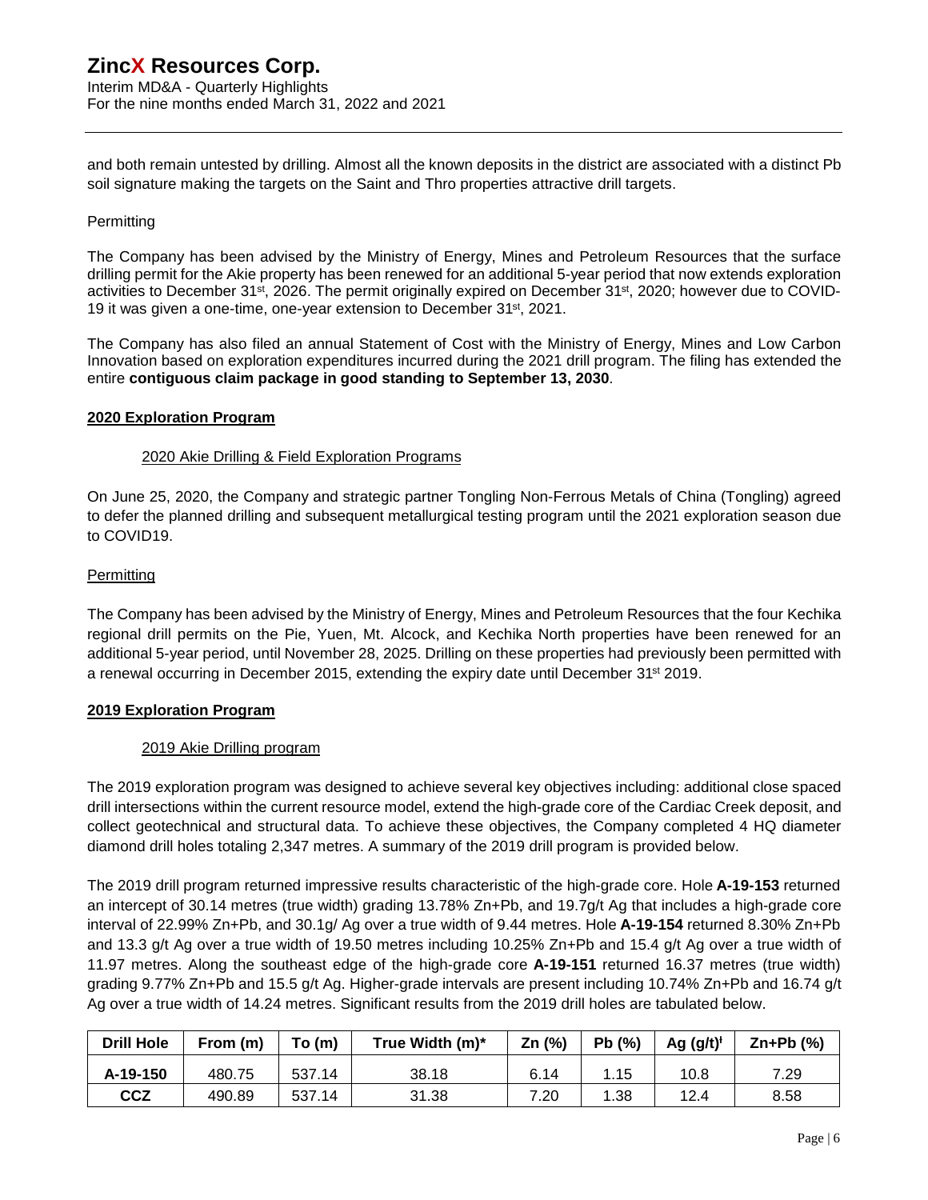and both remain untested by drilling. Almost all the known deposits in the district are associated with a distinct Pb soil signature making the targets on the Saint and Thro properties attractive drill targets.

Permitting

The Company has been advised by the Ministry of Energy, Mines and Petroleum Resources that the surface drilling permit for the Akie property has been renewed for an additional 5-year period that now extends exploration activities to December 31st, 2026. The permit originally expired on December 31st, 2020; however due to COVID-19 it was given a one-time, one-year extension to December 31st, 2021.

The Company has also filed an annual Statement of Cost with the Ministry of Energy, Mines and Low Carbon Innovation based on exploration expenditures incurred during the 2021 drill program. The filing has extended the entire **contiguous claim package in good standing to September 13, 2030**.

## 2020 Exploration Program

### 2020 Akie Drilling & Field Exploration Programs

On June 25, 2020, the Company and strategic partner Tongling Non-Ferrous Metals of China (Tongling) agreed to defer the planned drilling and subsequent metallurgical testing program until the 2021 exploration season due to COVID19.

### Permitting

The Company has been advised by the Ministry of Energy, Mines and Petroleum Resources that the four Kechika regional drill permits on the Pie, Yuen, Mt. Alcock, and Kechika North properties have been renewed for an additional 5-year period, until November 28, 2025. Drilling on these properties had previously been permitted with a renewal occurring in December 2015, extending the expiry date until December 31st 2019.

## 2019 Exploration Program

### 2019 Akie Drilling program

The 2019 exploration program was designed to achieve several key objectives including: additional close spaced drill intersections within the current resource model, extend the high-grade core of the Cardiac Creek deposit, and collect geotechnical and structural data. To achieve these objectives, the Company completed 4 HQ diameter diamond drill holes totaling 2,347 metres. A summary of the 2019 drill program is provided below.

The 2019 drill program returned impressive results characteristic of the high-grade core. Hole **A-19-153** returned an intercept of 30.14 metres (true width) grading 13.78% Zn+Pb, and 19.7g/t Ag that includes a high-grade core interval of 22.99% Zn+Pb, and 30.1g/ Ag over a true width of 9.44 metres. Hole **A-19-154** returned 8.30% Zn+Pb and 13.3 g/t Ag over a true width of 19.50 metres including 10.25% Zn+Pb and 15.4 g/t Ag over a true width of 11.97 metres. Along the southeast edge of the high-grade core **A-19-151** returned 16.37 metres (true width) grading 9.77% Zn+Pb and 15.5 g/t Ag. Higher-grade intervals are present including 10.74% Zn+Pb and 16.74 g/t Ag over a true width of 14.24 metres. Significant results from the 2019 drill holes are tabulated below.

| Drill Hole | From (m) | To (m) | True Width (m)* | Zn (%) | Pb (%) | Ag (g/t)ᴵ | Zn+Pb (%) |
|---|---|---|---|---|---|---|---|
| **A-19-150** | 480.75 | 537.14 | 38.18 | 6.14 | 1.15 | 10.8 | 7.29 |
| **CCZ** | 490.89 | 537.14 | 31.38 | 7.20 | 1.38 | 12.4 | 8.58 |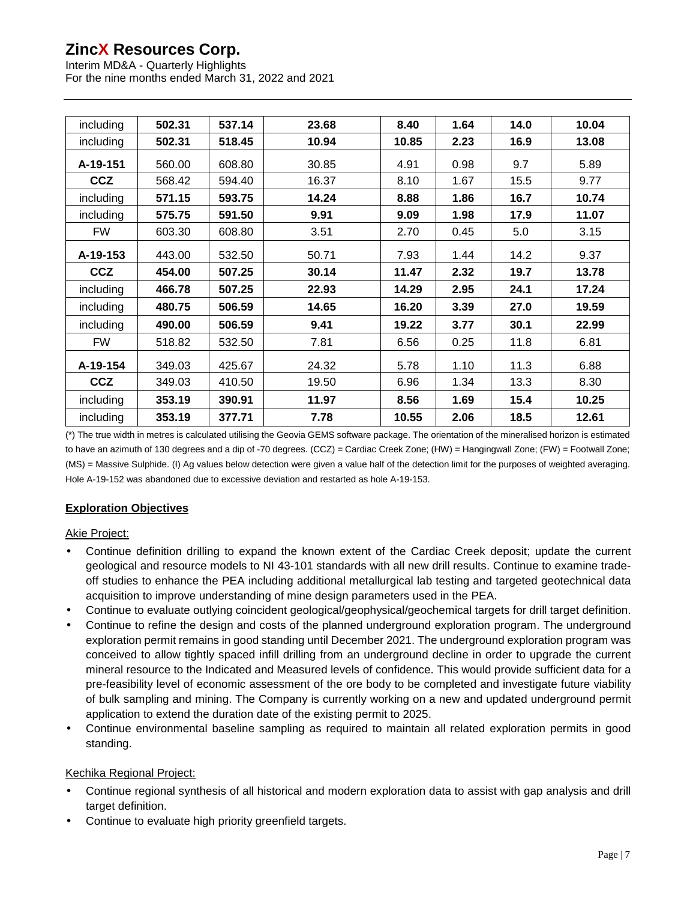| including | **502.31** | **537.14** | **23.68** | **8.40** | **1.64** | **14.0** | **10.04** |
|---|---|---|---|---|---|---|---|
| including | **502.31** | **518.45** | **10.94** | **10.85** | **2.23** | **16.9** | **13.08** |
| **A-19-151** | 560.00 | 608.80 | 30.85 | 4.91 | 0.98 | 9.7 | 5.89 |
| **CCZ** | 568.42 | 594.40 | 16.37 | 8.10 | 1.67 | 15.5 | 9.77 |
| including | **571.15** | **593.75** | **14.24** | **8.88** | **1.86** | **16.7** | **10.74** |
| including | **575.75** | **591.50** | **9.91** | **9.09** | **1.98** | **17.9** | **11.07** |
| FW | 603.30 | 608.80 | 3.51 | 2.70 | 0.45 | 5.0 | 3.15 |
| **A-19-153** | 443.00 | 532.50 | 50.71 | 7.93 | 1.44 | 14.2 | 9.37 |
| **CCZ** | **454.00** | **507.25** | **30.14** | **11.47** | **2.32** | **19.7** | **13.78** |
| including | **466.78** | **507.25** | **22.93** | **14.29** | **2.95** | **24.1** | **17.24** |
| including | **480.75** | **506.59** | **14.65** | **16.20** | **3.39** | **27.0** | **19.59** |
| including | **490.00** | **506.59** | **9.41** | **19.22** | **3.77** | **30.1** | **22.99** |
| FW | 518.82 | 532.50 | 7.81 | 6.56 | 0.25 | 11.8 | 6.81 |
| **A-19-154** | 349.03 | 425.67 | 24.32 | 5.78 | 1.10 | 11.3 | 6.88 |
| **CCZ** | 349.03 | 410.50 | 19.50 | 6.96 | 1.34 | 13.3 | 8.30 |
| including | **353.19** | **390.91** | **11.97** | **8.56** | **1.69** | **15.4** | **10.25** |
| including | **353.19** | **377.71** | **7.78** | **10.55** | **2.06** | **18.5** | **12.61** |

(*) The true width in metres is calculated utilising the Geovia GEMS software package. The orientation of the mineralised horizon is estimated to have an azimuth of 130 degrees and a dip of -70 degrees. (CCZ) = Cardiac Creek Zone; (HW) = Hangingwall Zone; (FW) = Footwall Zone; (MS) = Massive Sulphide. (ƚ) Ag values below detection were given a value half of the detection limit for the purposes of weighted averaging. Hole A-19-152 was abandoned due to excessive deviation and restarted as hole A-19-153.

## Exploration Objectives

Akie Project:

- Continue definition drilling to expand the known extent of the Cardiac Creek deposit; update the current geological and resource models to NI 43-101 standards with all new drill results. Continue to examine trade-off studies to enhance the PEA including additional metallurgical lab testing and targeted geotechnical data acquisition to improve understanding of mine design parameters used in the PEA.
- Continue to evaluate outlying coincident geological/geophysical/geochemical targets for drill target definition.
- Continue to refine the design and costs of the planned underground exploration program. The underground exploration permit remains in good standing until December 2021. The underground exploration program was conceived to allow tightly spaced infill drilling from an underground decline in order to upgrade the current mineral resource to the Indicated and Measured levels of confidence. This would provide sufficient data for a pre-feasibility level of economic assessment of the ore body to be completed and investigate future viability of bulk sampling and mining. The Company is currently working on a new and updated underground permit application to extend the duration date of the existing permit to 2025.
- Continue environmental baseline sampling as required to maintain all related exploration permits in good standing.

Kechika Regional Project:

- Continue regional synthesis of all historical and modern exploration data to assist with gap analysis and drill target definition.
- Continue to evaluate high priority greenfield targets.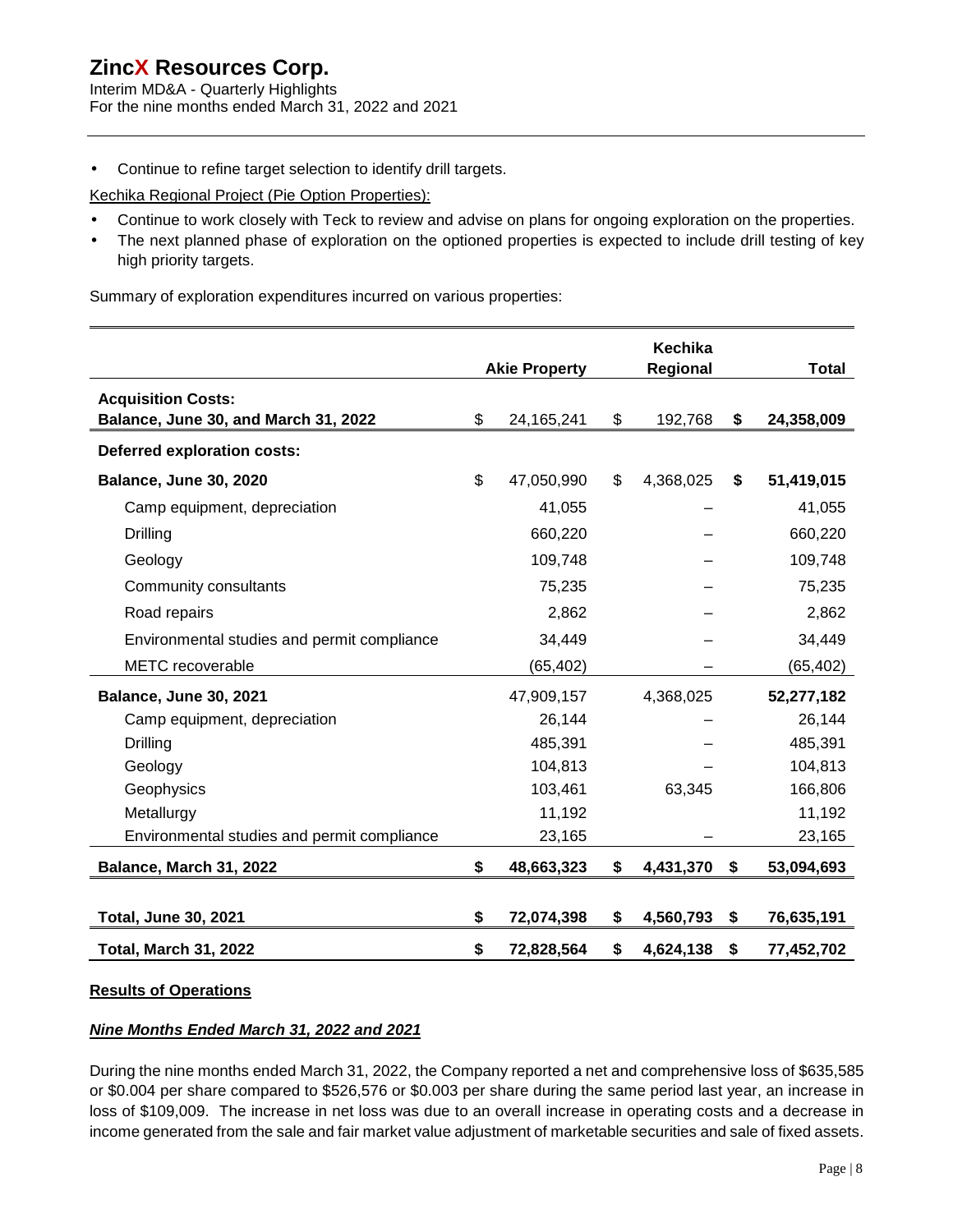- Continue to refine target selection to identify drill targets.

Kechika Regional Project (Pie Option Properties):

- Continue to work closely with Teck to review and advise on plans for ongoing exploration on the properties.
- The next planned phase of exploration on the optioned properties is expected to include drill testing of key high priority targets.

Summary of exploration expenditures incurred on various properties:

| | Akie Property | Kechika Regional | Total |
|---|---|---|---|
| **Acquisition Costs:** | | | |
| **Balance, June 30, and March 31, 2022** | $ 24,165,241 | $ 192,768 | **$ 24,358,009** |
| **Deferred exploration costs:** | | | |
| **Balance, June 30, 2020** | $ 47,050,990 | $ 4,368,025 | **$ 51,419,015** |
| Camp equipment, depreciation | 41,055 | – | 41,055 |
| Drilling | 660,220 | – | 660,220 |
| Geology | 109,748 | – | 109,748 |
| Community consultants | 75,235 | – | 75,235 |
| Road repairs | 2,862 | – | 2,862 |
| Environmental studies and permit compliance | 34,449 | – | 34,449 |
| METC recoverable | (65,402) | – | (65,402) |
| **Balance, June 30, 2021** | 47,909,157 | 4,368,025 | **52,277,182** |
| Camp equipment, depreciation | 26,144 | – | 26,144 |
| Drilling | 485,391 | – | 485,391 |
| Geology | 104,813 | – | 104,813 |
| Geophysics | 103,461 | 63,345 | 166,806 |
| Metallurgy | 11,192 | | 11,192 |
| Environmental studies and permit compliance | 23,165 | – | 23,165 |
| **Balance, March 31, 2022** | **$ 48,663,323** | **$ 4,431,370** | **$ 53,094,693** |
| **Total, June 30, 2021** | **$ 72,074,398** | **$ 4,560,793** | **$ 76,635,191** |
| **Total, March 31, 2022** | **$ 72,828,564** | **$ 4,624,138** | **$ 77,452,702** |

## Results of Operations

### *Nine Months Ended March 31, 2022 and 2021*

During the nine months ended March 31, 2022, the Company reported a net and comprehensive loss of $635,585 or $0.004 per share compared to $526,576 or $0.003 per share during the same period last year, an increase in loss of $109,009. The increase in net loss was due to an overall increase in operating costs and a decrease in income generated from the sale and fair market value adjustment of marketable securities and sale of fixed assets.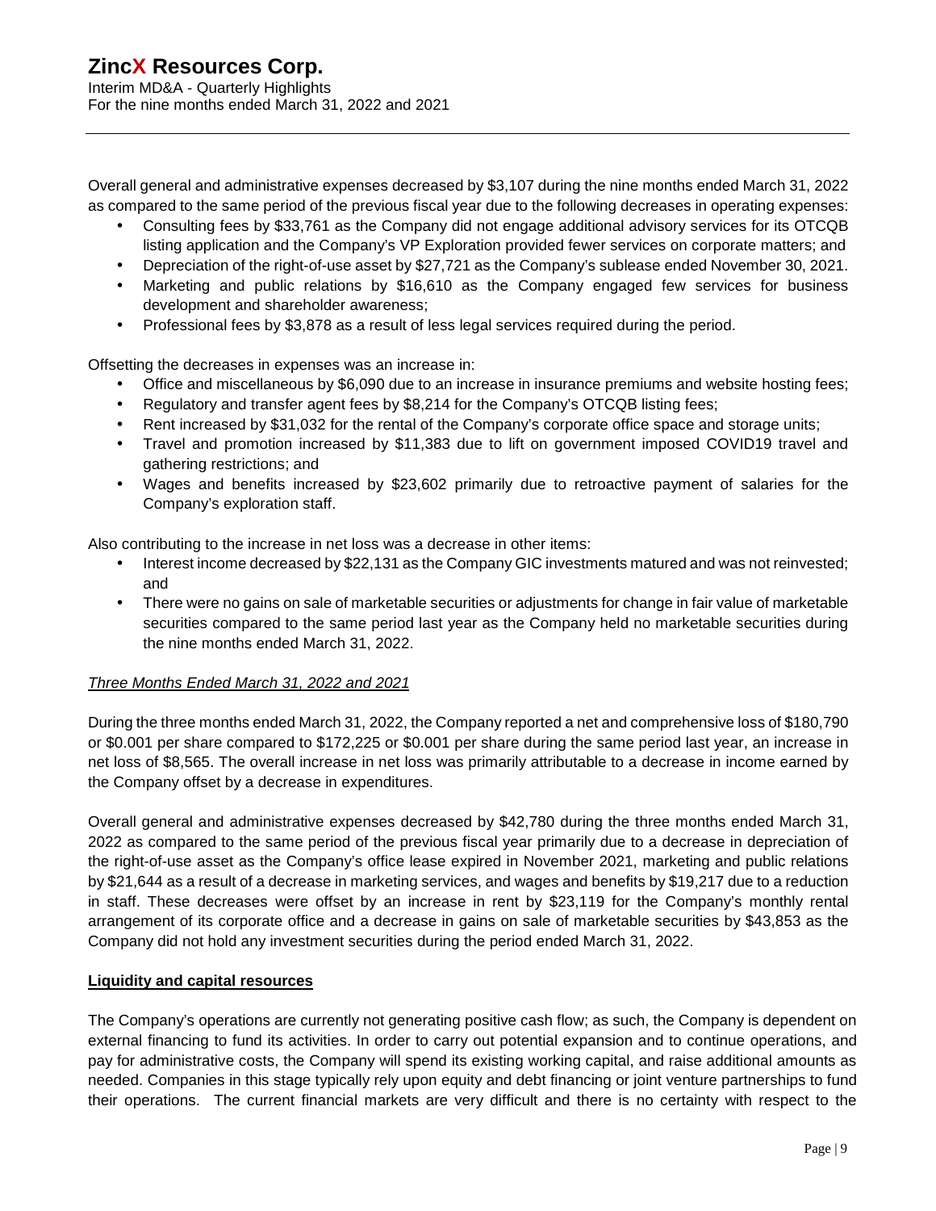Overall general and administrative expenses decreased by $3,107 during the nine months ended March 31, 2022 as compared to the same period of the previous fiscal year due to the following decreases in operating expenses:

- Consulting fees by $33,761 as the Company did not engage additional advisory services for its OTCQB listing application and the Company's VP Exploration provided fewer services on corporate matters; and
- Depreciation of the right-of-use asset by $27,721 as the Company's sublease ended November 30, 2021.
- Marketing and public relations by $16,610 as the Company engaged few services for business development and shareholder awareness;
- Professional fees by $3,878 as a result of less legal services required during the period.

Offsetting the decreases in expenses was an increase in:

- Office and miscellaneous by $6,090 due to an increase in insurance premiums and website hosting fees;
- Regulatory and transfer agent fees by $8,214 for the Company's OTCQB listing fees;
- Rent increased by $31,032 for the rental of the Company's corporate office space and storage units;
- Travel and promotion increased by $11,383 due to lift on government imposed COVID19 travel and gathering restrictions; and
- Wages and benefits increased by $23,602 primarily due to retroactive payment of salaries for the Company's exploration staff.

Also contributing to the increase in net loss was a decrease in other items:

- Interest income decreased by $22,131 as the Company GIC investments matured and was not reinvested; and
- There were no gains on sale of marketable securities or adjustments for change in fair value of marketable securities compared to the same period last year as the Company held no marketable securities during the nine months ended March 31, 2022.

*Three Months Ended March 31, 2022 and 2021*

During the three months ended March 31, 2022, the Company reported a net and comprehensive loss of $180,790 or $0.001 per share compared to $172,225 or $0.001 per share during the same period last year, an increase in net loss of $8,565. The overall increase in net loss was primarily attributable to a decrease in income earned by the Company offset by a decrease in expenditures.

Overall general and administrative expenses decreased by $42,780 during the three months ended March 31, 2022 as compared to the same period of the previous fiscal year primarily due to a decrease in depreciation of the right-of-use asset as the Company's office lease expired in November 2021, marketing and public relations by $21,644 as a result of a decrease in marketing services, and wages and benefits by $19,217 due to a reduction in staff. These decreases were offset by an increase in rent by $23,119 for the Company's monthly rental arrangement of its corporate office and a decrease in gains on sale of marketable securities by $43,853 as the Company did not hold any investment securities during the period ended March 31, 2022.

**Liquidity and capital resources**

The Company's operations are currently not generating positive cash flow; as such, the Company is dependent on external financing to fund its activities. In order to carry out potential expansion and to continue operations, and pay for administrative costs, the Company will spend its existing working capital, and raise additional amounts as needed. Companies in this stage typically rely upon equity and debt financing or joint venture partnerships to fund their operations. The current financial markets are very difficult and there is no certainty with respect to the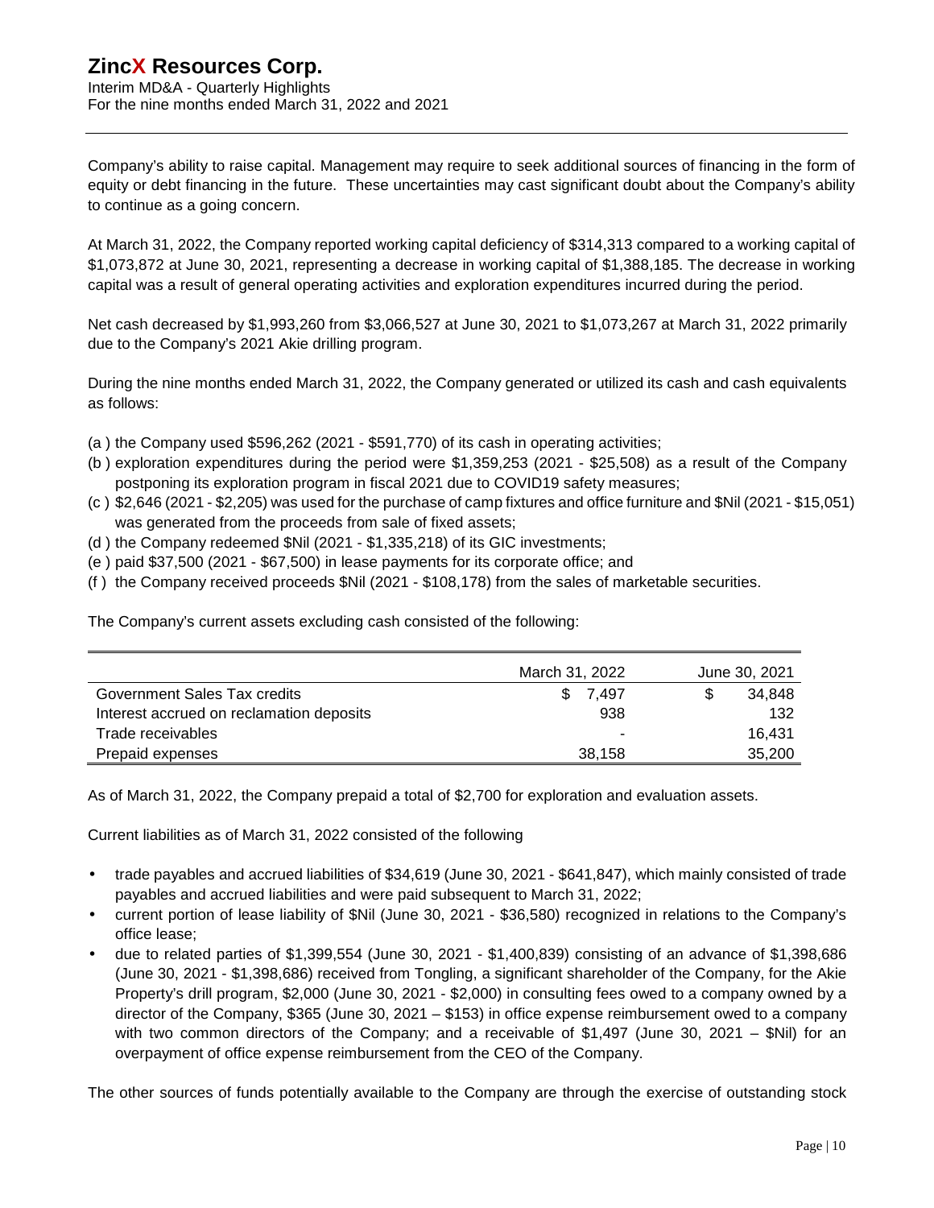Company's ability to raise capital. Management may require to seek additional sources of financing in the form of equity or debt financing in the future. These uncertainties may cast significant doubt about the Company's ability to continue as a going concern.

At March 31, 2022, the Company reported working capital deficiency of $314,313 compared to a working capital of $1,073,872 at June 30, 2021, representing a decrease in working capital of $1,388,185. The decrease in working capital was a result of general operating activities and exploration expenditures incurred during the period.

Net cash decreased by $1,993,260 from $3,066,527 at June 30, 2021 to $1,073,267 at March 31, 2022 primarily due to the Company's 2021 Akie drilling program.

During the nine months ended March 31, 2022, the Company generated or utilized its cash and cash equivalents as follows:

(a ) the Company used $596,262 (2021 - $591,770) of its cash in operating activities;
(b ) exploration expenditures during the period were $1,359,253 (2021 - $25,508) as a result of the Company postponing its exploration program in fiscal 2021 due to COVID19 safety measures;
(c ) $2,646 (2021 - $2,205) was used for the purchase of camp fixtures and office furniture and $Nil (2021 - $15,051) was generated from the proceeds from sale of fixed assets;
(d ) the Company redeemed $Nil (2021 - $1,335,218) of its GIC investments;
(e ) paid $37,500 (2021 - $67,500) in lease payments for its corporate office; and
(f ) the Company received proceeds $Nil (2021 - $108,178) from the sales of marketable securities.

The Company's current assets excluding cash consisted of the following:

| | March 31, 2022 | June 30, 2021 |
|---|---|---|
| Government Sales Tax credits | $ 7,497 | $ 34,848 |
| Interest accrued on reclamation deposits | 938 | 132 |
| Trade receivables | - | 16,431 |
| Prepaid expenses | 38,158 | 35,200 |

As of March 31, 2022, the Company prepaid a total of $2,700 for exploration and evaluation assets.

Current liabilities as of March 31, 2022 consisted of the following

- trade payables and accrued liabilities of $34,619 (June 30, 2021 - $641,847), which mainly consisted of trade payables and accrued liabilities and were paid subsequent to March 31, 2022;
- current portion of lease liability of $Nil (June 30, 2021 - $36,580) recognized in relations to the Company's office lease;
- due to related parties of $1,399,554 (June 30, 2021 - $1,400,839) consisting of an advance of $1,398,686 (June 30, 2021 - $1,398,686) received from Tongling, a significant shareholder of the Company, for the Akie Property's drill program, $2,000 (June 30, 2021 - $2,000) in consulting fees owed to a company owned by a director of the Company, $365 (June 30, 2021 – $153) in office expense reimbursement owed to a company with two common directors of the Company; and a receivable of $1,497 (June 30, 2021 – $Nil) for an overpayment of office expense reimbursement from the CEO of the Company.

The other sources of funds potentially available to the Company are through the exercise of outstanding stock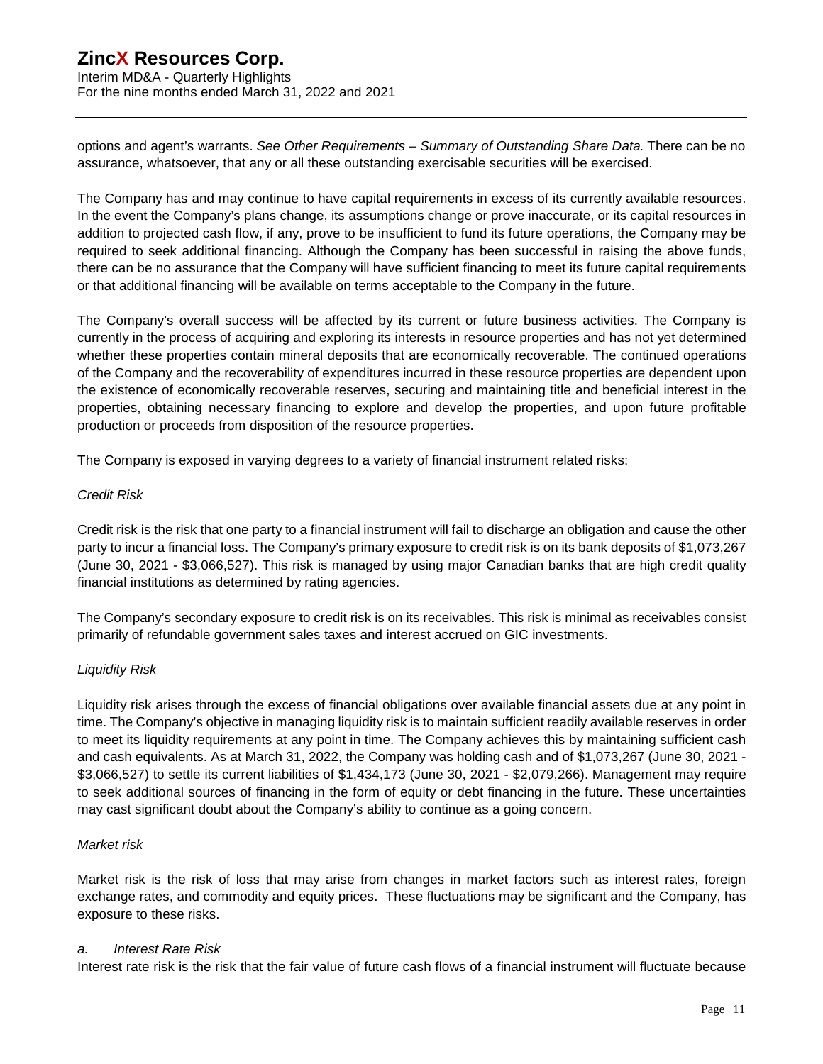options and agent's warrants. *See Other Requirements – Summary of Outstanding Share Data.* There can be no assurance, whatsoever, that any or all these outstanding exercisable securities will be exercised.

The Company has and may continue to have capital requirements in excess of its currently available resources. In the event the Company's plans change, its assumptions change or prove inaccurate, or its capital resources in addition to projected cash flow, if any, prove to be insufficient to fund its future operations, the Company may be required to seek additional financing. Although the Company has been successful in raising the above funds, there can be no assurance that the Company will have sufficient financing to meet its future capital requirements or that additional financing will be available on terms acceptable to the Company in the future.

The Company's overall success will be affected by its current or future business activities. The Company is currently in the process of acquiring and exploring its interests in resource properties and has not yet determined whether these properties contain mineral deposits that are economically recoverable. The continued operations of the Company and the recoverability of expenditures incurred in these resource properties are dependent upon the existence of economically recoverable reserves, securing and maintaining title and beneficial interest in the properties, obtaining necessary financing to explore and develop the properties, and upon future profitable production or proceeds from disposition of the resource properties.

The Company is exposed in varying degrees to a variety of financial instrument related risks:

*Credit Risk*

Credit risk is the risk that one party to a financial instrument will fail to discharge an obligation and cause the other party to incur a financial loss. The Company's primary exposure to credit risk is on its bank deposits of $1,073,267 (June 30, 2021 - $3,066,527). This risk is managed by using major Canadian banks that are high credit quality financial institutions as determined by rating agencies.

The Company's secondary exposure to credit risk is on its receivables. This risk is minimal as receivables consist primarily of refundable government sales taxes and interest accrued on GIC investments.

*Liquidity Risk*

Liquidity risk arises through the excess of financial obligations over available financial assets due at any point in time. The Company's objective in managing liquidity risk is to maintain sufficient readily available reserves in order to meet its liquidity requirements at any point in time. The Company achieves this by maintaining sufficient cash and cash equivalents. As at March 31, 2022, the Company was holding cash and of $1,073,267 (June 30, 2021 - $3,066,527) to settle its current liabilities of $1,434,173 (June 30, 2021 - $2,079,266). Management may require to seek additional sources of financing in the form of equity or debt financing in the future. These uncertainties may cast significant doubt about the Company's ability to continue as a going concern.

*Market risk*

Market risk is the risk of loss that may arise from changes in market factors such as interest rates, foreign exchange rates, and commodity and equity prices. These fluctuations may be significant and the Company, has exposure to these risks.

*a. Interest Rate Risk*

Interest rate risk is the risk that the fair value of future cash flows of a financial instrument will fluctuate because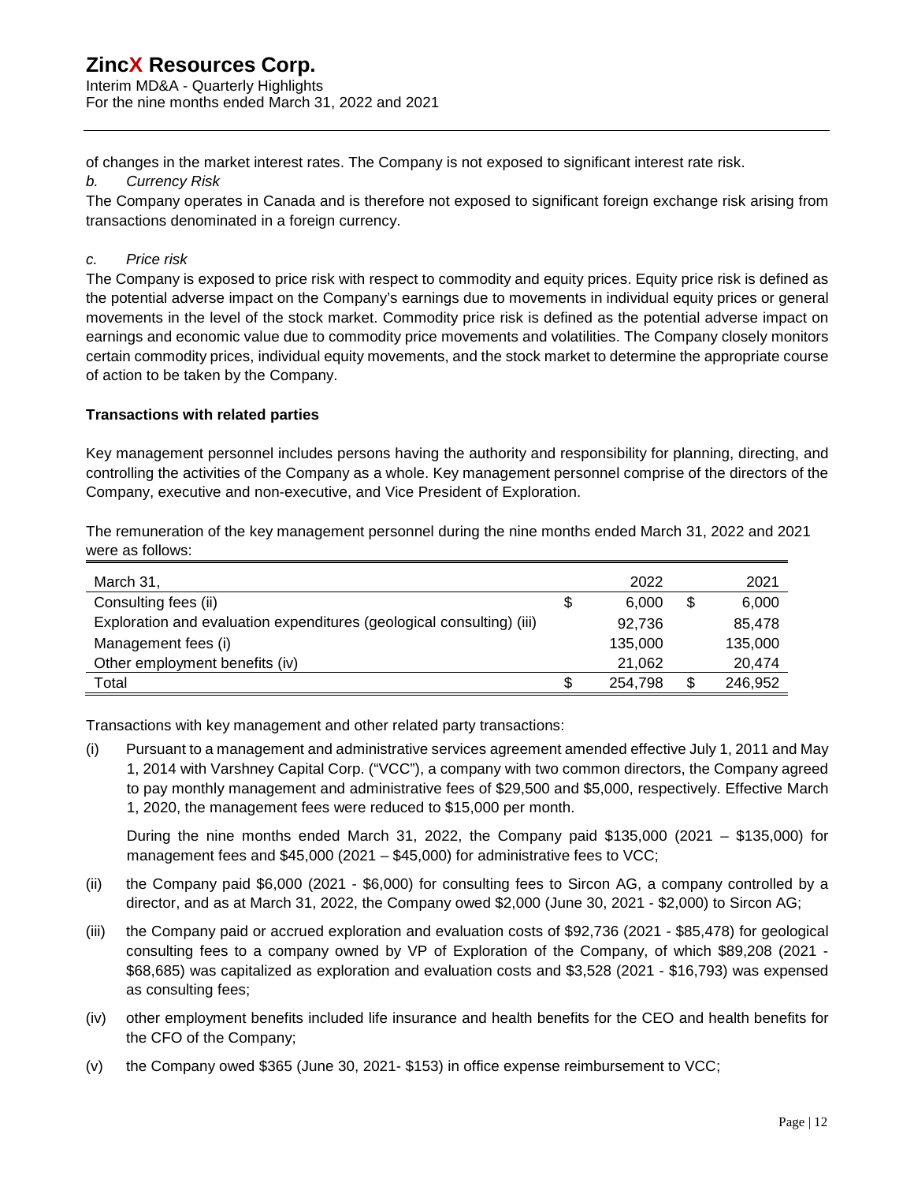of changes in the market interest rates. The Company is not exposed to significant interest rate risk.

*b. Currency Risk*

The Company operates in Canada and is therefore not exposed to significant foreign exchange risk arising from transactions denominated in a foreign currency.

*c. Price risk*

The Company is exposed to price risk with respect to commodity and equity prices. Equity price risk is defined as the potential adverse impact on the Company's earnings due to movements in individual equity prices or general movements in the level of the stock market. Commodity price risk is defined as the potential adverse impact on earnings and economic value due to commodity price movements and volatilities. The Company closely monitors certain commodity prices, individual equity movements, and the stock market to determine the appropriate course of action to be taken by the Company.

**Transactions with related parties**

Key management personnel includes persons having the authority and responsibility for planning, directing, and controlling the activities of the Company as a whole. Key management personnel comprise of the directors of the Company, executive and non-executive, and Vice President of Exploration.

The remuneration of the key management personnel during the nine months ended March 31, 2022 and 2021 were as follows:

| March 31, | 2022 | 2021 |
|---|---|---|
| Consulting fees (ii) | $ 6,000 | $ 6,000 |
| Exploration and evaluation expenditures (geological consulting) (iii) | 92,736 | 85,478 |
| Management fees (i) | 135,000 | 135,000 |
| Other employment benefits (iv) | 21,062 | 20,474 |
| Total | $ 254,798 | $ 246,952 |

Transactions with key management and other related party transactions:

(i) Pursuant to a management and administrative services agreement amended effective July 1, 2011 and May 1, 2014 with Varshney Capital Corp. ("VCC"), a company with two common directors, the Company agreed to pay monthly management and administrative fees of $29,500 and $5,000, respectively. Effective March 1, 2020, the management fees were reduced to $15,000 per month.

During the nine months ended March 31, 2022, the Company paid $135,000 (2021 – $135,000) for management fees and $45,000 (2021 – $45,000) for administrative fees to VCC;

(ii) the Company paid $6,000 (2021 - $6,000) for consulting fees to Sircon AG, a company controlled by a director, and as at March 31, 2022, the Company owed $2,000 (June 30, 2021 - $2,000) to Sircon AG;

(iii) the Company paid or accrued exploration and evaluation costs of $92,736 (2021 - $85,478) for geological consulting fees to a company owned by VP of Exploration of the Company, of which $89,208 (2021 - $68,685) was capitalized as exploration and evaluation costs and $3,528 (2021 - $16,793) was expensed as consulting fees;

(iv) other employment benefits included life insurance and health benefits for the CEO and health benefits for the CFO of the Company;

(v) the Company owed $365 (June 30, 2021- $153) in office expense reimbursement to VCC;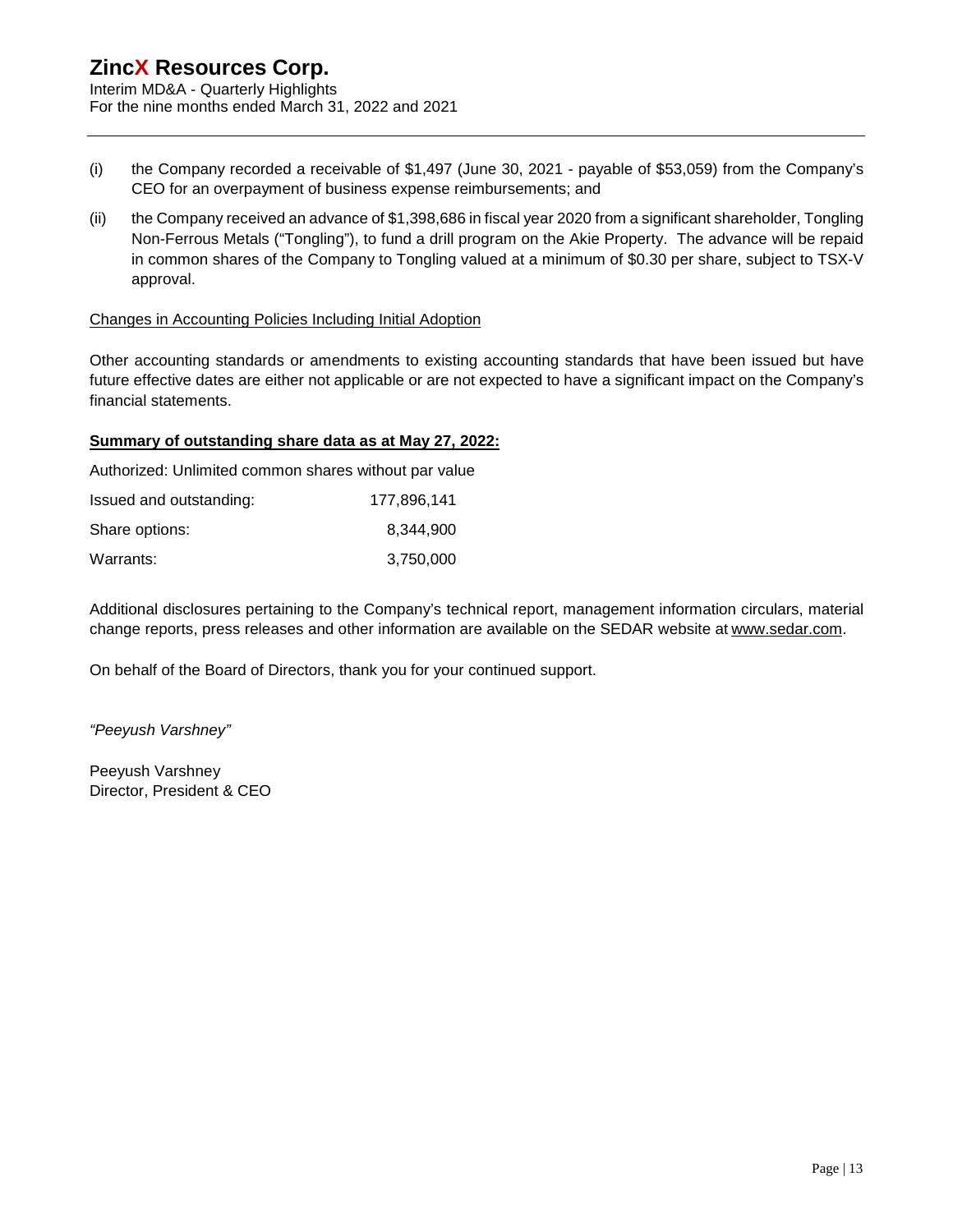(i) the Company recorded a receivable of $1,497 (June 30, 2021 - payable of $53,059) from the Company's CEO for an overpayment of business expense reimbursements; and

(ii) the Company received an advance of $1,398,686 in fiscal year 2020 from a significant shareholder, Tongling Non-Ferrous Metals ("Tongling"), to fund a drill program on the Akie Property. The advance will be repaid in common shares of the Company to Tongling valued at a minimum of $0.30 per share, subject to TSX-V approval.

Changes in Accounting Policies Including Initial Adoption

Other accounting standards or amendments to existing accounting standards that have been issued but have future effective dates are either not applicable or are not expected to have a significant impact on the Company's financial statements.

**Summary of outstanding share data as at May 27, 2022:**

Authorized: Unlimited common shares without par value

| | |
|---|---|
| Issued and outstanding: | 177,896,141 |
| Share options: | 8,344,900 |
| Warrants: | 3,750,000 |

Additional disclosures pertaining to the Company's technical report, management information circulars, material change reports, press releases and other information are available on the SEDAR website at www.sedar.com.

On behalf of the Board of Directors, thank you for your continued support.

*"Peeyush Varshney"*

Peeyush Varshney
Director, President & CEO